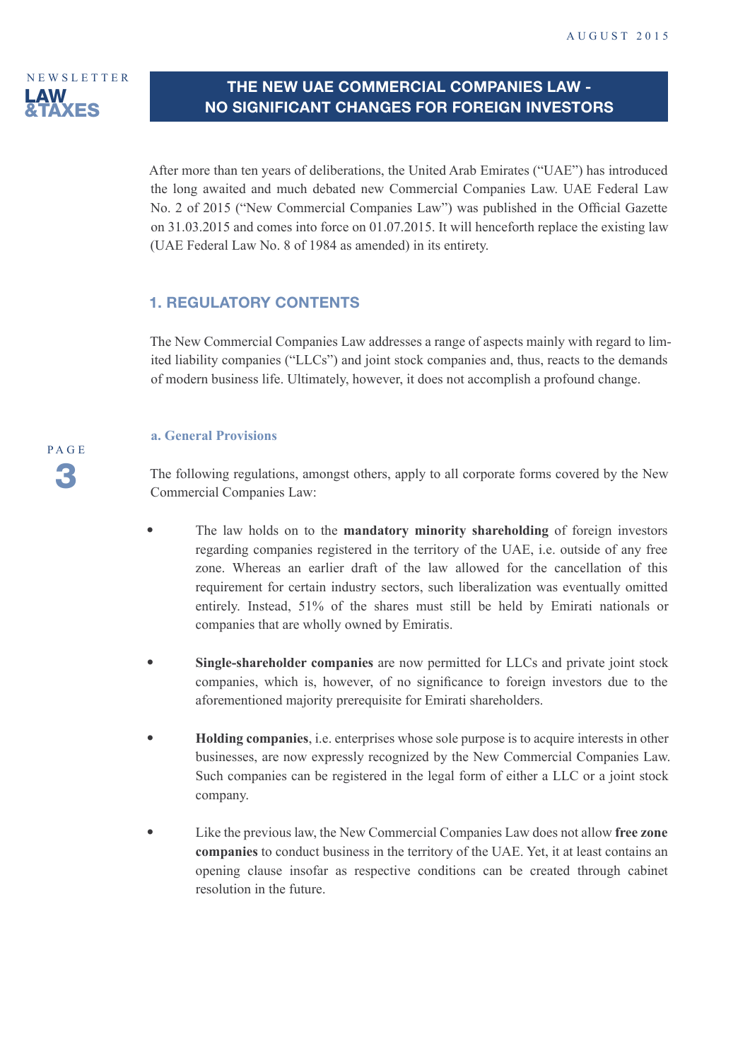# THE NEW UAE COMMERCIAL COMPANIES LAW - NO SIGNIFICANT CHANGES FOR FOREIGN INVESTORS

After more than ten years of deliberations, the United Arab Emirates ("UAE") has introduced the long awaited and much debated new Commercial Companies Law. UAE Federal Law No. 2 of 2015 ("New Commercial Companies Law") was published in the Official Gazette on 31.03.2015 and comes into force on 01.07.2015. It will henceforth replace the existing law (UAE Federal Law No. 8 of 1984 as amended) in its entirety.

## 1. REGULATORY CONTENTS

The New Commercial Companies Law addresses a range of aspects mainly with regard to limited liability companies ("LLCs") and joint stock companies and, thus, reacts to the demands of modern business life. Ultimately, however, it does not accomplish a profound change.

### a. General Provisions

The following regulations, amongst others, apply to all corporate forms covered by the New Commercial Companies Law:

- The law holds on to the **mandatory minority shareholding** of foreign investors regarding companies registered in the territory of the UAE, i.e. outside of any free zone. Whereas an earlier draft of the law allowed for the cancellation of this requirement for certain industry sectors, such liberalization was eventually omitted entirely. Instead, 51% of the shares must still be held by Emirati nationals or companies that are wholly owned by Emiratis.

- **Single-shareholder companies** are now permitted for LLCs and private joint stock companies, which is, however, of no significance to foreign investors due to the aforementioned majority prerequisite for Emirati shareholders.

- **Holding companies**, i.e. enterprises whose sole purpose is to acquire interests in other businesses, are now expressly recognized by the New Commercial Companies Law. Such companies can be registered in the legal form of either a LLC or a joint stock company.

- Like the previous law, the New Commercial Companies Law does not allow **free zone companies** to conduct business in the territory of the UAE. Yet, it at least contains an opening clause insofar as respective conditions can be created through cabinet resolution in the future.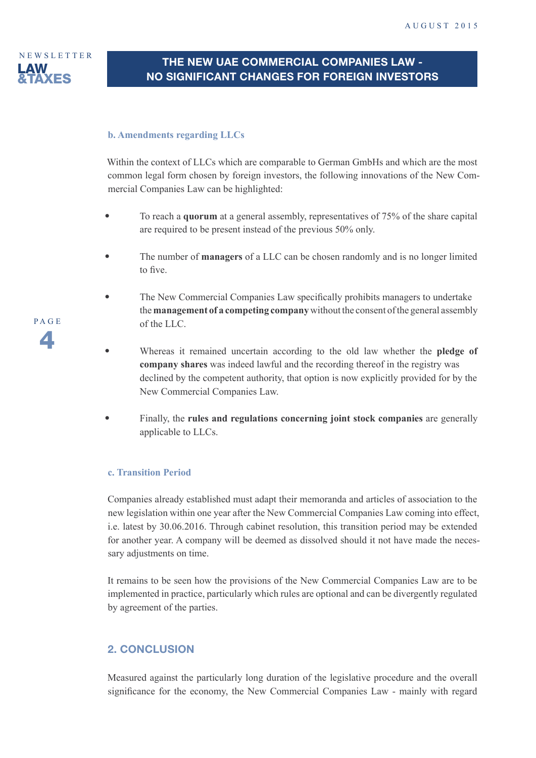### b. Amendments regarding LLCs

Within the context of LLCs which are comparable to German GmbHs and which are the most common legal form chosen by foreign investors, the following innovations of the New Commercial Companies Law can be highlighted:

- To reach a **quorum** at a general assembly, representatives of 75% of the share capital are required to be present instead of the previous 50% only.
- The number of **managers** of a LLC can be chosen randomly and is no longer limited to five.
- The New Commercial Companies Law specifically prohibits managers to undertake the **management of a competing company** without the consent of the general assembly of the LLC.
- Whereas it remained uncertain according to the old law whether the **pledge of company shares** was indeed lawful and the recording thereof in the registry was declined by the competent authority, that option is now explicitly provided for by the New Commercial Companies Law.
- Finally, the **rules and regulations concerning joint stock companies** are generally applicable to LLCs.

### c. Transition Period

Companies already established must adapt their memoranda and articles of association to the new legislation within one year after the New Commercial Companies Law coming into effect, i.e. latest by 30.06.2016. Through cabinet resolution, this transition period may be extended for another year. A company will be deemed as dissolved should it not have made the necessary adjustments on time.

It remains to be seen how the provisions of the New Commercial Companies Law are to be implemented in practice, particularly which rules are optional and can be divergently regulated by agreement of the parties.

## 2. CONCLUSION

Measured against the particularly long duration of the legislative procedure and the overall significance for the economy, the New Commercial Companies Law - mainly with regard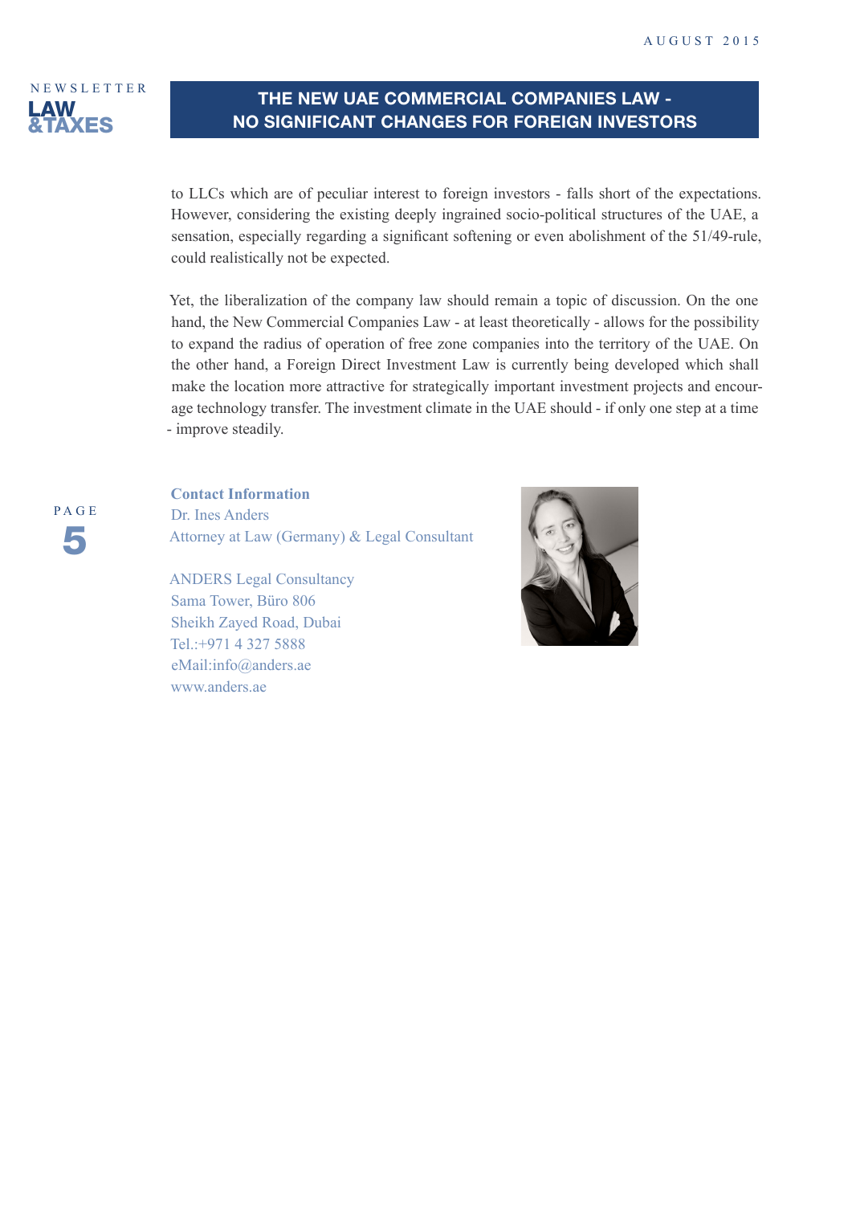to LLCs which are of peculiar interest to foreign investors - falls short of the expectations. However, considering the existing deeply ingrained socio-political structures of the UAE, a sensation, especially regarding a significant softening or even abolishment of the 51/49-rule, could realistically not be expected.

Yet, the liberalization of the company law should remain a topic of discussion. On the one hand, the New Commercial Companies Law - at least theoretically - allows for the possibility to expand the radius of operation of free zone companies into the territory of the UAE. On the other hand, a Foreign Direct Investment Law is currently being developed which shall make the location more attractive for strategically important investment projects and encourage technology transfer. The investment climate in the UAE should - if only one step at a time - improve steadily.

**Contact Information**
Dr. Ines Anders
Attorney at Law (Germany) & Legal Consultant

ANDERS Legal Consultancy
Sama Tower, Büro 806
Sheikh Zayed Road, Dubai
Tel.:+971 4 327 5888
eMail:info@anders.ae
www.anders.ae